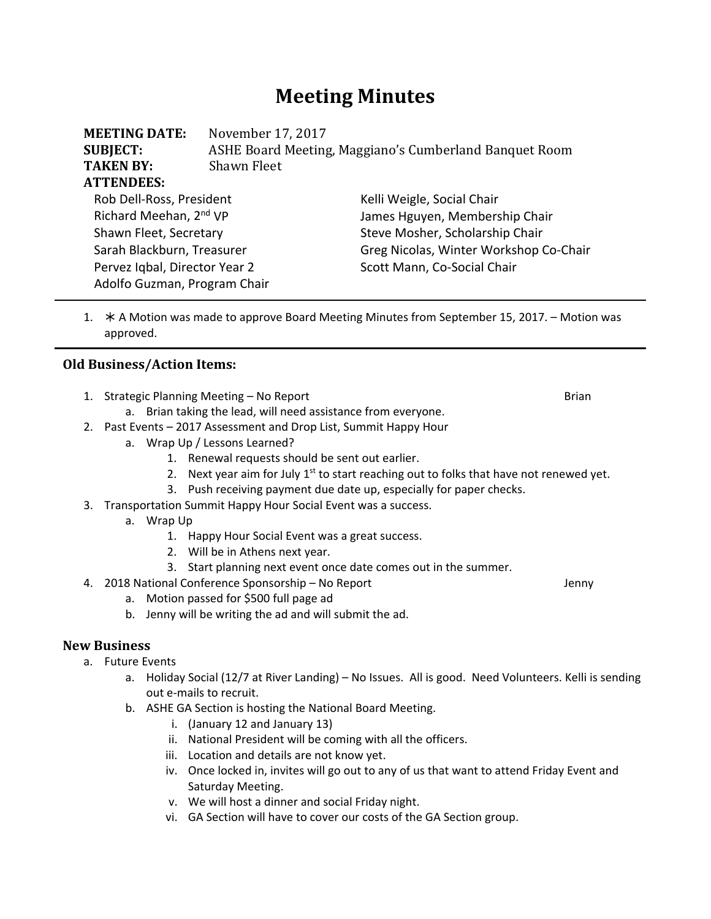# Meeting Minutes

**MEETING DATE:** November 17, 2017
**SUBJECT:** ASHE Board Meeting, Maggiano's Cumberland Banquet Room
**TAKEN BY:** Shawn Fleet
**ATTENDEES:**

Rob Dell-Ross, President
Richard Meehan, 2nd VP
Shawn Fleet, Secretary
Sarah Blackburn, Treasurer
Pervez Iqbal, Director Year 2
Adolfo Guzman, Program Chair
Kelli Weigle, Social Chair
James Hguyen, Membership Chair
Steve Mosher, Scholarship Chair
Greg Nicolas, Winter Workshop Co-Chair
Scott Mann, Co-Social Chair

---

1. ∗ A Motion was made to approve Board Meeting Minutes from September 15, 2017. – Motion was approved.

---

### Old Business/Action Items:

1. Strategic Planning Meeting – No Report — Brian
   a. Brian taking the lead, will need assistance from everyone.
2. Past Events – 2017 Assessment and Drop List, Summit Happy Hour
   a. Wrap Up / Lessons Learned?
      1. Renewal requests should be sent out earlier.
      2. Next year aim for July 1st to start reaching out to folks that have not renewed yet.
      3. Push receiving payment due date up, especially for paper checks.
3. Transportation Summit Happy Hour Social Event was a success.
   a. Wrap Up
      1. Happy Hour Social Event was a great success.
      2. Will be in Athens next year.
      3. Start planning next event once date comes out in the summer.
4. 2018 National Conference Sponsorship – No Report — Jenny
   a. Motion passed for $500 full page ad
   b. Jenny will be writing the ad and will submit the ad.

### New Business

a. Future Events
   a. Holiday Social (12/7 at River Landing) – No Issues. All is good. Need Volunteers. Kelli is sending out e-mails to recruit.
   b. ASHE GA Section is hosting the National Board Meeting.
      i. (January 12 and January 13)
      ii. National President will be coming with all the officers.
      iii. Location and details are not know yet.
      iv. Once locked in, invites will go out to any of us that want to attend Friday Event and Saturday Meeting.
      v. We will host a dinner and social Friday night.
      vi. GA Section will have to cover our costs of the GA Section group.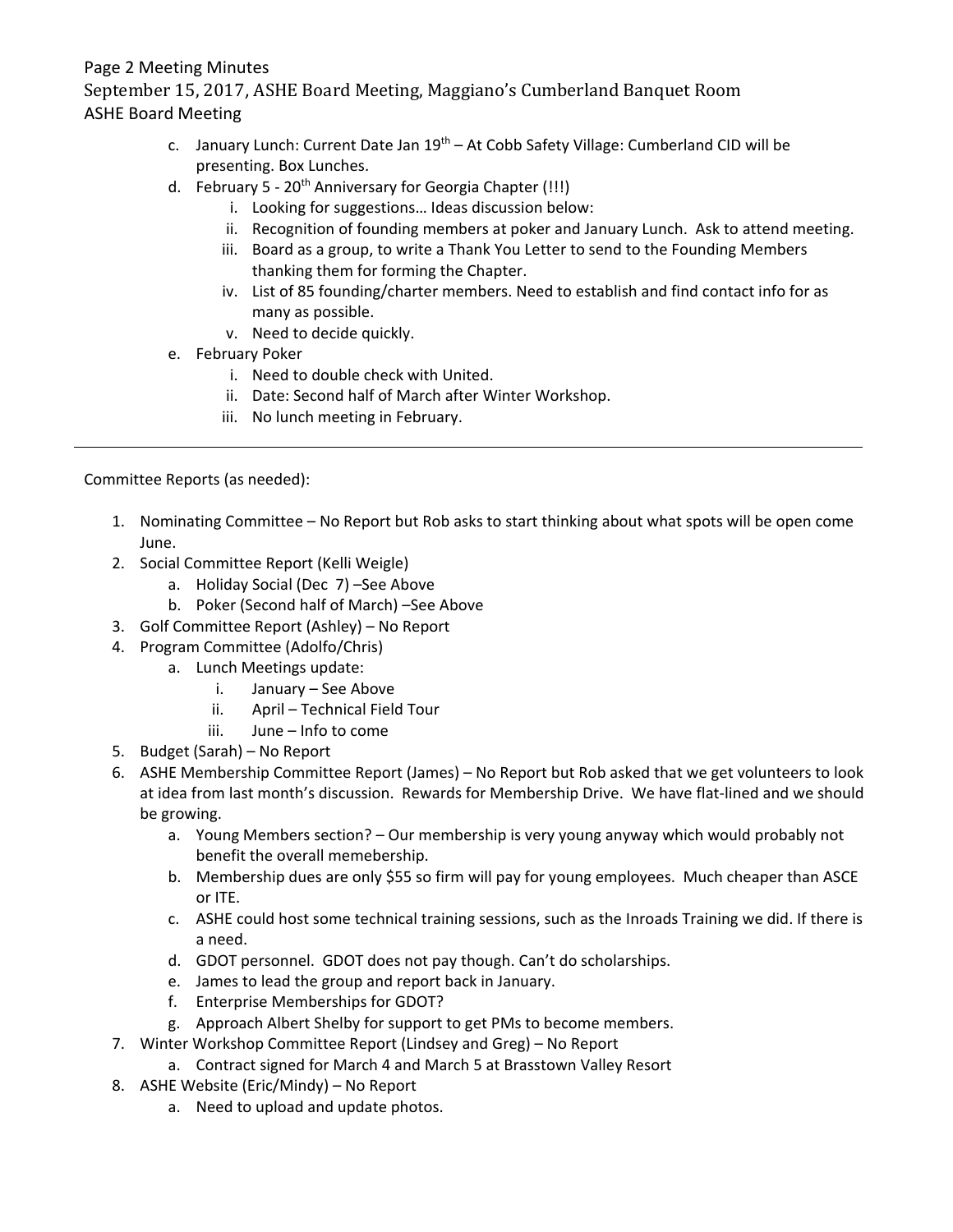c. January Lunch: Current Date Jan 19th – At Cobb Safety Village: Cumberland CID will be presenting. Box Lunches.

d. February 5 - 20th Anniversary for Georgia Chapter (!!!)

  i. Looking for suggestions… Ideas discussion below:

  ii. Recognition of founding members at poker and January Lunch. Ask to attend meeting.

  iii. Board as a group, to write a Thank You Letter to send to the Founding Members thanking them for forming the Chapter.

  iv. List of 85 founding/charter members. Need to establish and find contact info for as many as possible.

  v. Need to decide quickly.

e. February Poker

  i. Need to double check with United.

  ii. Date: Second half of March after Winter Workshop.

  iii. No lunch meeting in February.

---

Committee Reports (as needed):

1. Nominating Committee – No Report but Rob asks to start thinking about what spots will be open come June.
2. Social Committee Report (Kelli Weigle)
   a. Holiday Social (Dec 7) –See Above
   b. Poker (Second half of March) –See Above
3. Golf Committee Report (Ashley) – No Report
4. Program Committee (Adolfo/Chris)
   a. Lunch Meetings update:
      i. January – See Above
      ii. April – Technical Field Tour
      iii. June – Info to come
5. Budget (Sarah) – No Report
6. ASHE Membership Committee Report (James) – No Report but Rob asked that we get volunteers to look at idea from last month's discussion. Rewards for Membership Drive. We have flat-lined and we should be growing.
   a. Young Members section? – Our membership is very young anyway which would probably not benefit the overall memebership.
   b. Membership dues are only $55 so firm will pay for young employees. Much cheaper than ASCE or ITE.
   c. ASHE could host some technical training sessions, such as the Inroads Training we did. If there is a need.
   d. GDOT personnel. GDOT does not pay though. Can't do scholarships.
   e. James to lead the group and report back in January.
   f. Enterprise Memberships for GDOT?
   g. Approach Albert Shelby for support to get PMs to become members.
7. Winter Workshop Committee Report (Lindsey and Greg) – No Report
   a. Contract signed for March 4 and March 5 at Brasstown Valley Resort
8. ASHE Website (Eric/Mindy) – No Report
   a. Need to upload and update photos.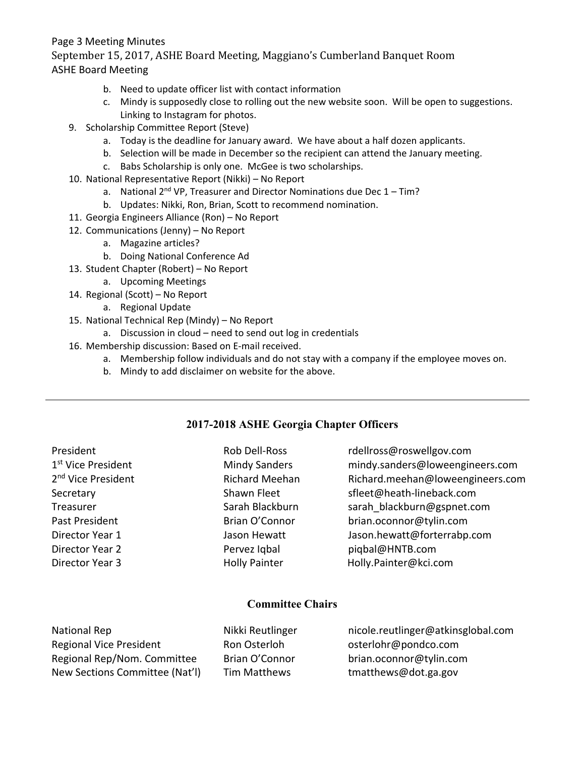b. Need to update officer list with contact information
c. Mindy is supposedly close to rolling out the new website soon. Will be open to suggestions. Linking to Instagram for photos.

9. Scholarship Committee Report (Steve)
   a. Today is the deadline for January award. We have about a half dozen applicants.
   b. Selection will be made in December so the recipient can attend the January meeting.
   c. Babs Scholarship is only one. McGee is two scholarships.
10. National Representative Report (Nikki) – No Report
    a. National 2nd VP, Treasurer and Director Nominations due Dec 1 – Tim?
    b. Updates: Nikki, Ron, Brian, Scott to recommend nomination.
11. Georgia Engineers Alliance (Ron) – No Report
12. Communications (Jenny) – No Report
    a. Magazine articles?
    b. Doing National Conference Ad
13. Student Chapter (Robert) – No Report
    a. Upcoming Meetings
14. Regional (Scott) – No Report
    a. Regional Update
15. National Technical Rep (Mindy) – No Report
    a. Discussion in cloud – need to send out log in credentials
16. Membership discussion: Based on E-mail received.
    a. Membership follow individuals and do not stay with a company if the employee moves on.
    b. Mindy to add disclaimer on website for the above.

---

## 2017-2018 ASHE Georgia Chapter Officers

| | | |
|---|---|---|
| President | Rob Dell-Ross | rdellross@roswellgov.com |
| 1st Vice President | Mindy Sanders | mindy.sanders@loweengineers.com |
| 2nd Vice President | Richard Meehan | Richard.meehan@loweengineers.com |
| Secretary | Shawn Fleet | sfleet@heath-lineback.com |
| Treasurer | Sarah Blackburn | sarah_blackburn@gspnet.com |
| Past President | Brian O'Connor | brian.oconnor@tylin.com |
| Director Year 1 | Jason Hewatt | Jason.hewatt@forterrabp.com |
| Director Year 2 | Pervez Iqbal | piqbal@HNTB.com |
| Director Year 3 | Holly Painter | Holly.Painter@kci.com |

## Committee Chairs

| | | |
|---|---|---|
| National Rep | Nikki Reutlinger | nicole.reutlinger@atkinsglobal.com |
| Regional Vice President | Ron Osterloh | osterlohr@pondco.com |
| Regional Rep/Nom. Committee | Brian O'Connor | brian.oconnor@tylin.com |
| New Sections Committee (Nat'l) | Tim Matthews | tmatthews@dot.ga.gov |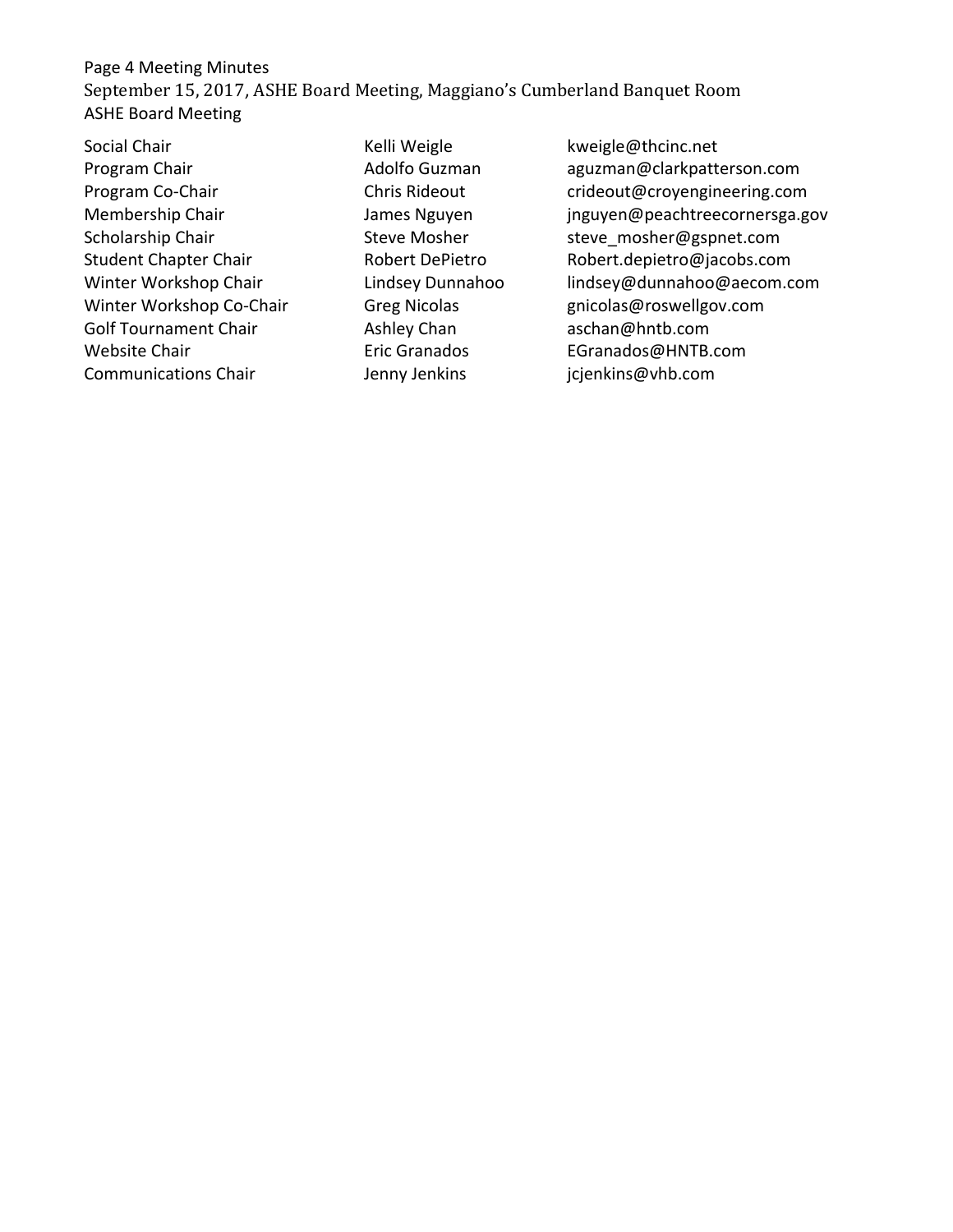| | | |
|---|---|---|
| Social Chair | Kelli Weigle | kweigle@thcinc.net |
| Program Chair | Adolfo Guzman | aguzman@clarkpatterson.com |
| Program Co-Chair | Chris Rideout | crideout@croyengineering.com |
| Membership Chair | James Nguyen | jnguyen@peachtreecornersga.gov |
| Scholarship Chair | Steve Mosher | steve_mosher@gspnet.com |
| Student Chapter Chair | Robert DePietro | Robert.depietro@jacobs.com |
| Winter Workshop Chair | Lindsey Dunnahoo | lindsey@dunnahoo@aecom.com |
| Winter Workshop Co-Chair | Greg Nicolas | gnicolas@roswellgov.com |
| Golf Tournament Chair | Ashley Chan | aschan@hntb.com |
| Website Chair | Eric Granados | EGranados@HNTB.com |
| Communications Chair | Jenny Jenkins | jcjenkins@vhb.com |